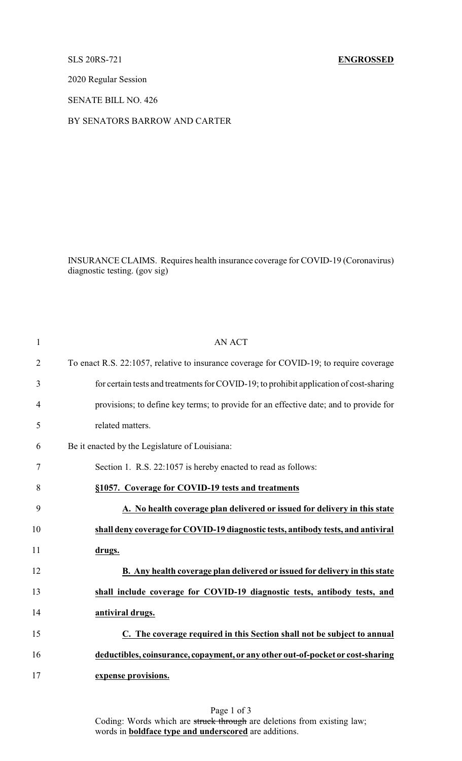SLS 20RS-721 **ENGROSSED**

2020 Regular Session

SENATE BILL NO. 426

BY SENATORS BARROW AND CARTER

INSURANCE CLAIMS. Requires health insurance coverage for COVID-19 (Coronavirus) diagnostic testing. (gov sig)

1 AN ACT

2 To enact R.S. 22:1057, relative to insurance coverage for COVID-19; to require coverage

3 for certain tests and treatments for COVID-19; to prohibit application of cost-sharing

4 provisions; to define key terms; to provide for an effective date; and to provide for

5 related matters.

6 Be it enacted by the Legislature of Louisiana:

7 Section 1. R.S. 22:1057 is hereby enacted to read as follows:

8 **<u>§1057. Coverage for COVID-19 tests and treatments</u>**

9 **<u>A. No health coverage plan delivered or issued for delivery in this state</u>**

10 **<u>shall deny coverage for COVID-19 diagnostic tests, antibody tests, and antiviral</u>**

11 **<u>drugs.</u>**

12 **<u>B. Any health coverage plan delivered or issued for delivery in this state</u>**

13 **<u>shall include coverage for COVID-19 diagnostic tests, antibody tests, and</u>**

14 **<u>antiviral drugs.</u>**

15 **<u>C. The coverage required in this Section shall not be subject to annual</u>**

16 **<u>deductibles, coinsurance, copayment, or any other out-of-pocket or cost-sharing</u>**

17 **<u>expense provisions.</u>**

Coding: Words which are ~~struck through~~ are deletions from existing law; words in **<u>boldface type and underscored</u>** are additions.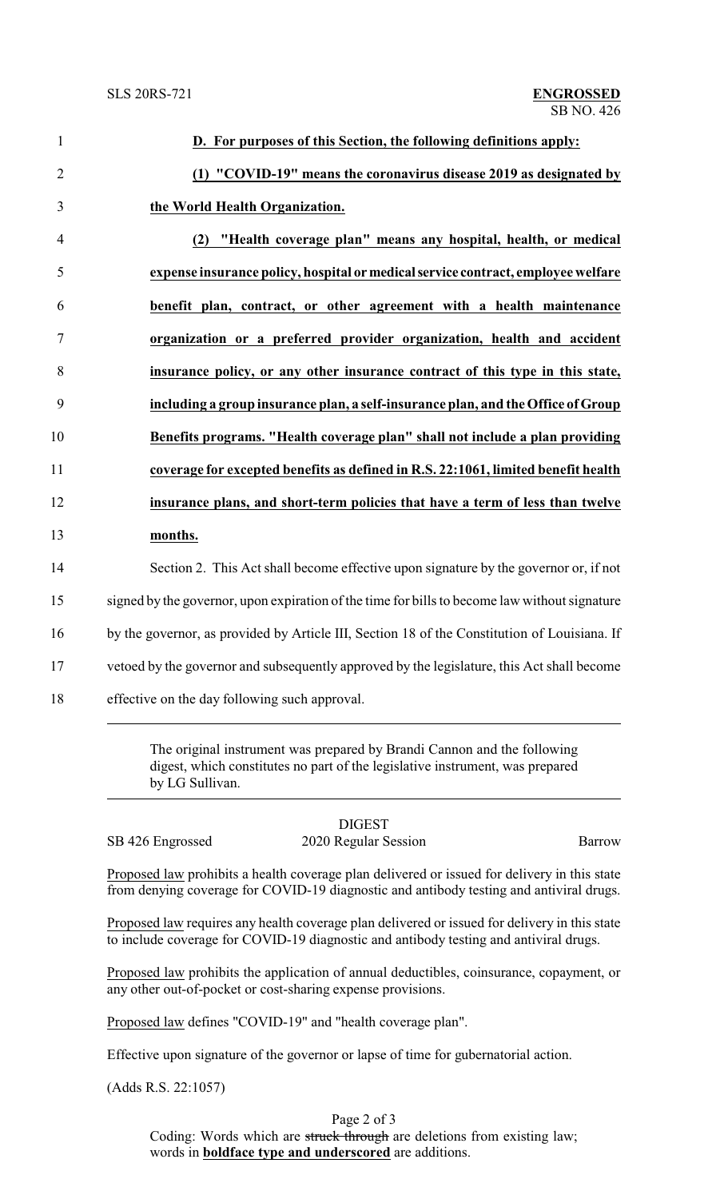**D. For purposes of this Section, the following definitions apply:**

**(1) "COVID-19" means the coronavirus disease 2019 as designated by the World Health Organization.**

**(2) "Health coverage plan" means any hospital, health, or medical expense insurance policy, hospital or medical service contract, employee welfare benefit plan, contract, or other agreement with a health maintenance organization or a preferred provider organization, health and accident insurance policy, or any other insurance contract of this type in this state, including a group insurance plan, a self-insurance plan, and the Office of Group Benefits programs. "Health coverage plan" shall not include a plan providing coverage for excepted benefits as defined in R.S. 22:1061, limited benefit health insurance plans, and short-term policies that have a term of less than twelve months.**

Section 2. This Act shall become effective upon signature by the governor or, if not signed by the governor, upon expiration of the time for bills to become law without signature by the governor, as provided by Article III, Section 18 of the Constitution of Louisiana. If vetoed by the governor and subsequently approved by the legislature, this Act shall become effective on the day following such approval.

---

The original instrument was prepared by Brandi Cannon and the following digest, which constitutes no part of the legislative instrument, was prepared by LG Sullivan.

---

DIGEST

SB 426 Engrossed — 2020 Regular Session — Barrow

Proposed law prohibits a health coverage plan delivered or issued for delivery in this state from denying coverage for COVID-19 diagnostic and antibody testing and antiviral drugs.

Proposed law requires any health coverage plan delivered or issued for delivery in this state to include coverage for COVID-19 diagnostic and antibody testing and antiviral drugs.

Proposed law prohibits the application of annual deductibles, coinsurance, copayment, or any other out-of-pocket or cost-sharing expense provisions.

Proposed law defines "COVID-19" and "health coverage plan".

Effective upon signature of the governor or lapse of time for gubernatorial action.

(Adds R.S. 22:1057)

Coding: Words which are ~~struck through~~ are deletions from existing law; words in **boldface type and underscored** are additions.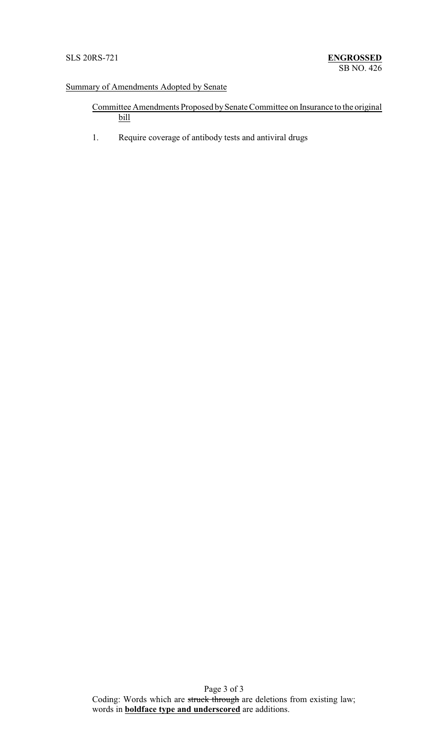Summary of Amendments Adopted by Senate

Committee Amendments Proposed by Senate Committee on Insurance to the original bill

1. Require coverage of antibody tests and antiviral drugs